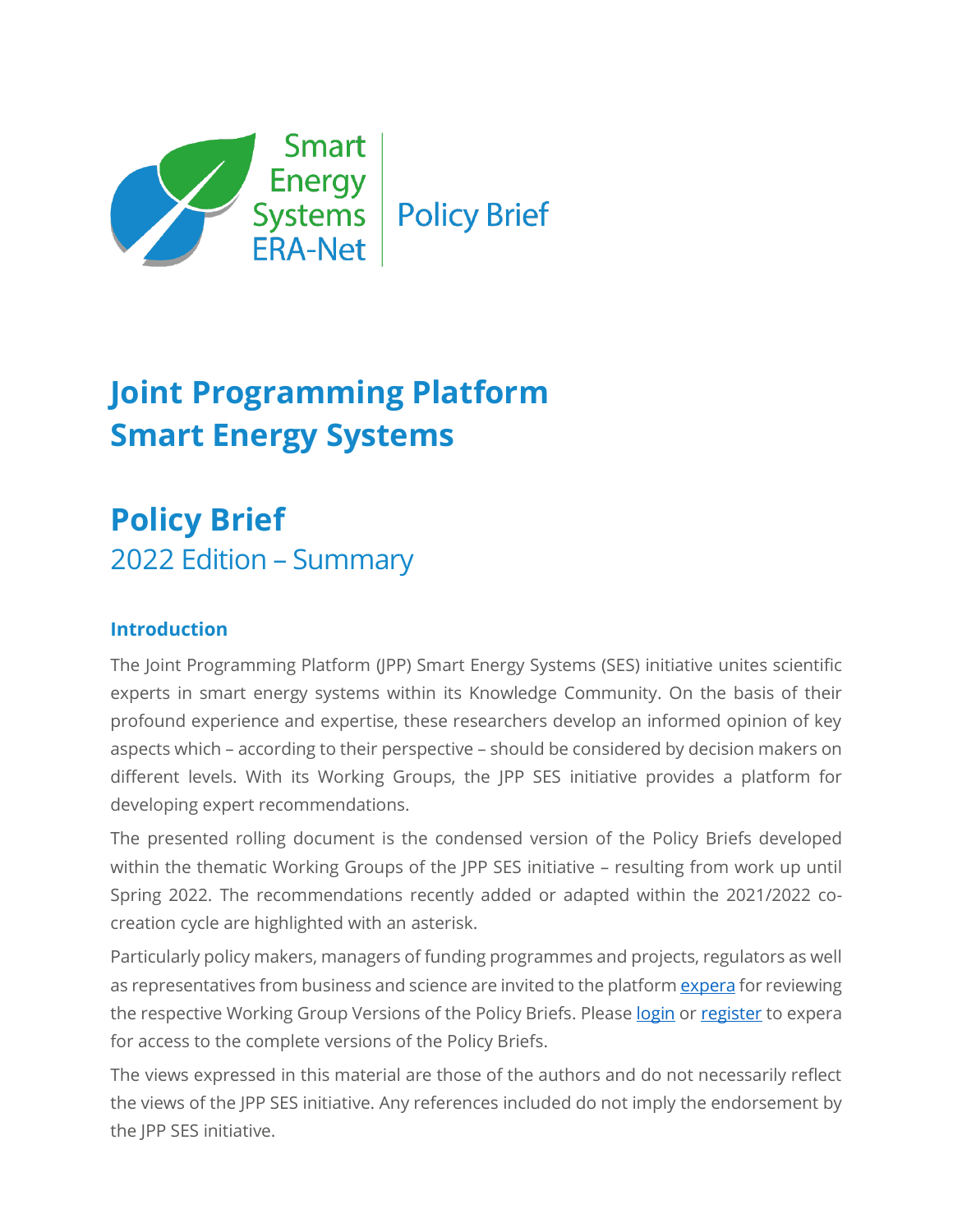Smart Energy Systems ERA-Net | Policy Brief

# Joint Programming Platform Smart Energy Systems

## Policy Brief

2022 Edition – Summary

### Introduction

The Joint Programming Platform (JPP) Smart Energy Systems (SES) initiative unites scientific experts in smart energy systems within its Knowledge Community. On the basis of their profound experience and expertise, these researchers develop an informed opinion of key aspects which – according to their perspective – should be considered by decision makers on different levels. With its Working Groups, the JPP SES initiative provides a platform for developing expert recommendations.

The presented rolling document is the condensed version of the Policy Briefs developed within the thematic Working Groups of the JPP SES initiative – resulting from work up until Spring 2022. The recommendations recently added or adapted within the 2021/2022 co-creation cycle are highlighted with an asterisk.

Particularly policy makers, managers of funding programmes and projects, regulators as well as representatives from business and science are invited to the platform [expera](expera) for reviewing the respective Working Group Versions of the Policy Briefs. Please [login](login) or [register](register) to expera for access to the complete versions of the Policy Briefs.

The views expressed in this material are those of the authors and do not necessarily reflect the views of the JPP SES initiative. Any references included do not imply the endorsement by the JPP SES initiative.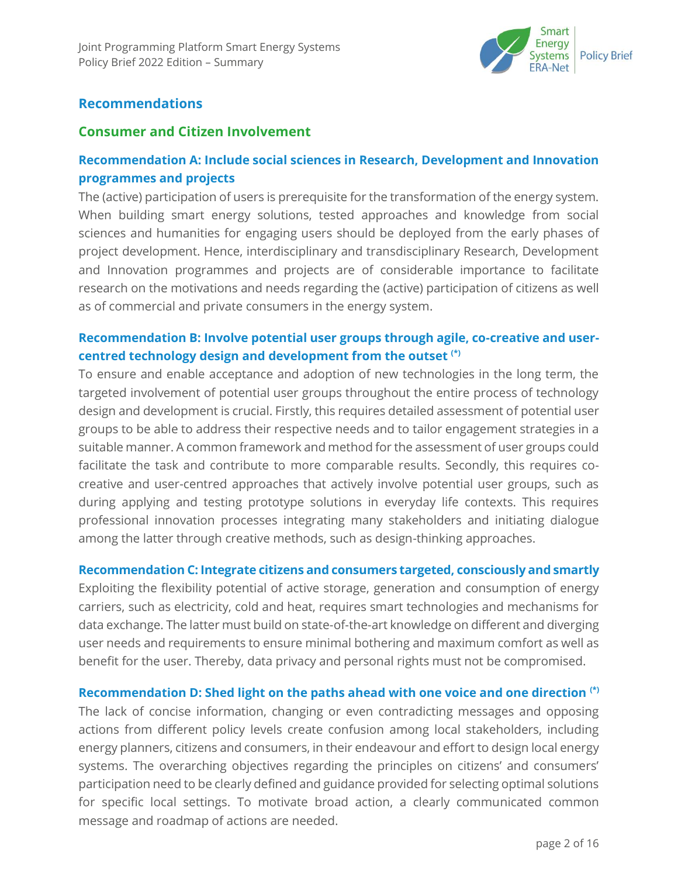## Recommendations

### Consumer and Citizen Involvement

#### Recommendation A: Include social sciences in Research, Development and Innovation programmes and projects

The (active) participation of users is prerequisite for the transformation of the energy system. When building smart energy solutions, tested approaches and knowledge from social sciences and humanities for engaging users should be deployed from the early phases of project development. Hence, interdisciplinary and transdisciplinary Research, Development and Innovation programmes and projects are of considerable importance to facilitate research on the motivations and needs regarding the (active) participation of citizens as well as of commercial and private consumers in the energy system.

#### Recommendation B: Involve potential user groups through agile, co-creative and user-centred technology design and development from the outset (*)

To ensure and enable acceptance and adoption of new technologies in the long term, the targeted involvement of potential user groups throughout the entire process of technology design and development is crucial. Firstly, this requires detailed assessment of potential user groups to be able to address their respective needs and to tailor engagement strategies in a suitable manner. A common framework and method for the assessment of user groups could facilitate the task and contribute to more comparable results. Secondly, this requires co-creative and user-centred approaches that actively involve potential user groups, such as during applying and testing prototype solutions in everyday life contexts. This requires professional innovation processes integrating many stakeholders and initiating dialogue among the latter through creative methods, such as design-thinking approaches.

#### Recommendation C: Integrate citizens and consumers targeted, consciously and smartly

Exploiting the flexibility potential of active storage, generation and consumption of energy carriers, such as electricity, cold and heat, requires smart technologies and mechanisms for data exchange. The latter must build on state-of-the-art knowledge on different and diverging user needs and requirements to ensure minimal bothering and maximum comfort as well as benefit for the user. Thereby, data privacy and personal rights must not be compromised.

#### Recommendation D: Shed light on the paths ahead with one voice and one direction (*)

The lack of concise information, changing or even contradicting messages and opposing actions from different policy levels create confusion among local stakeholders, including energy planners, citizens and consumers, in their endeavour and effort to design local energy systems. The overarching objectives regarding the principles on citizens' and consumers' participation need to be clearly defined and guidance provided for selecting optimal solutions for specific local settings. To motivate broad action, a clearly communicated common message and roadmap of actions are needed.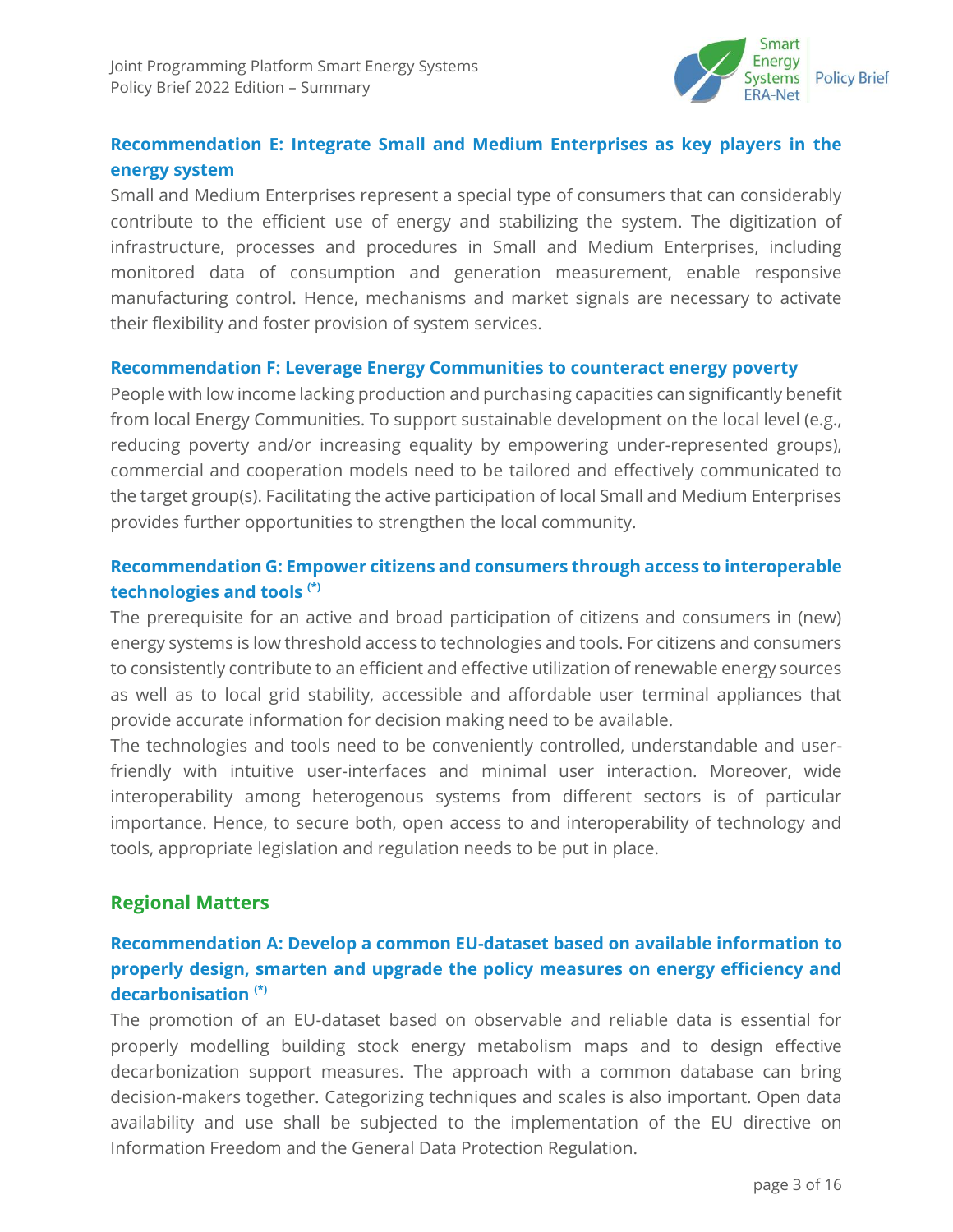### Recommendation E: Integrate Small and Medium Enterprises as key players in the energy system

Small and Medium Enterprises represent a special type of consumers that can considerably contribute to the efficient use of energy and stabilizing the system. The digitization of infrastructure, processes and procedures in Small and Medium Enterprises, including monitored data of consumption and generation measurement, enable responsive manufacturing control. Hence, mechanisms and market signals are necessary to activate their flexibility and foster provision of system services.

### Recommendation F: Leverage Energy Communities to counteract energy poverty

People with low income lacking production and purchasing capacities can significantly benefit from local Energy Communities. To support sustainable development on the local level (e.g., reducing poverty and/or increasing equality by empowering under-represented groups), commercial and cooperation models need to be tailored and effectively communicated to the target group(s). Facilitating the active participation of local Small and Medium Enterprises provides further opportunities to strengthen the local community.

### Recommendation G: Empower citizens and consumers through access to interoperable technologies and tools (*)

The prerequisite for an active and broad participation of citizens and consumers in (new) energy systems is low threshold access to technologies and tools. For citizens and consumers to consistently contribute to an efficient and effective utilization of renewable energy sources as well as to local grid stability, accessible and affordable user terminal appliances that provide accurate information for decision making need to be available.

The technologies and tools need to be conveniently controlled, understandable and user-friendly with intuitive user-interfaces and minimal user interaction. Moreover, wide interoperability among heterogenous systems from different sectors is of particular importance. Hence, to secure both, open access to and interoperability of technology and tools, appropriate legislation and regulation needs to be put in place.

## Regional Matters

### Recommendation A: Develop a common EU-dataset based on available information to properly design, smarten and upgrade the policy measures on energy efficiency and decarbonisation (*)

The promotion of an EU-dataset based on observable and reliable data is essential for properly modelling building stock energy metabolism maps and to design effective decarbonization support measures. The approach with a common database can bring decision-makers together. Categorizing techniques and scales is also important. Open data availability and use shall be subjected to the implementation of the EU directive on Information Freedom and the General Data Protection Regulation.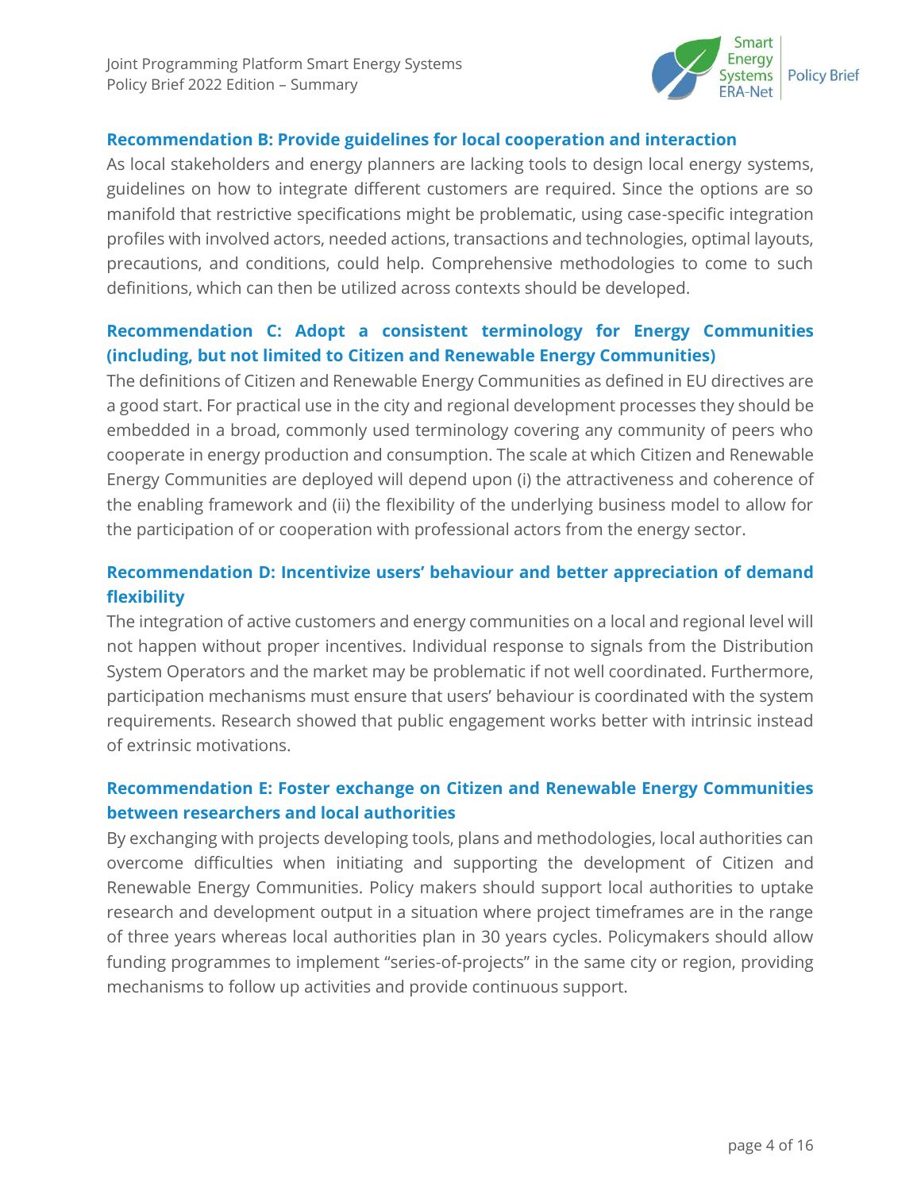### Recommendation B: Provide guidelines for local cooperation and interaction

As local stakeholders and energy planners are lacking tools to design local energy systems, guidelines on how to integrate different customers are required. Since the options are so manifold that restrictive specifications might be problematic, using case-specific integration profiles with involved actors, needed actions, transactions and technologies, optimal layouts, precautions, and conditions, could help. Comprehensive methodologies to come to such definitions, which can then be utilized across contexts should be developed.

### Recommendation C: Adopt a consistent terminology for Energy Communities (including, but not limited to Citizen and Renewable Energy Communities)

The definitions of Citizen and Renewable Energy Communities as defined in EU directives are a good start. For practical use in the city and regional development processes they should be embedded in a broad, commonly used terminology covering any community of peers who cooperate in energy production and consumption. The scale at which Citizen and Renewable Energy Communities are deployed will depend upon (i) the attractiveness and coherence of the enabling framework and (ii) the flexibility of the underlying business model to allow for the participation of or cooperation with professional actors from the energy sector.

### Recommendation D: Incentivize users' behaviour and better appreciation of demand flexibility

The integration of active customers and energy communities on a local and regional level will not happen without proper incentives. Individual response to signals from the Distribution System Operators and the market may be problematic if not well coordinated. Furthermore, participation mechanisms must ensure that users' behaviour is coordinated with the system requirements. Research showed that public engagement works better with intrinsic instead of extrinsic motivations.

### Recommendation E: Foster exchange on Citizen and Renewable Energy Communities between researchers and local authorities

By exchanging with projects developing tools, plans and methodologies, local authorities can overcome difficulties when initiating and supporting the development of Citizen and Renewable Energy Communities. Policy makers should support local authorities to uptake research and development output in a situation where project timeframes are in the range of three years whereas local authorities plan in 30 years cycles. Policymakers should allow funding programmes to implement "series-of-projects" in the same city or region, providing mechanisms to follow up activities and provide continuous support.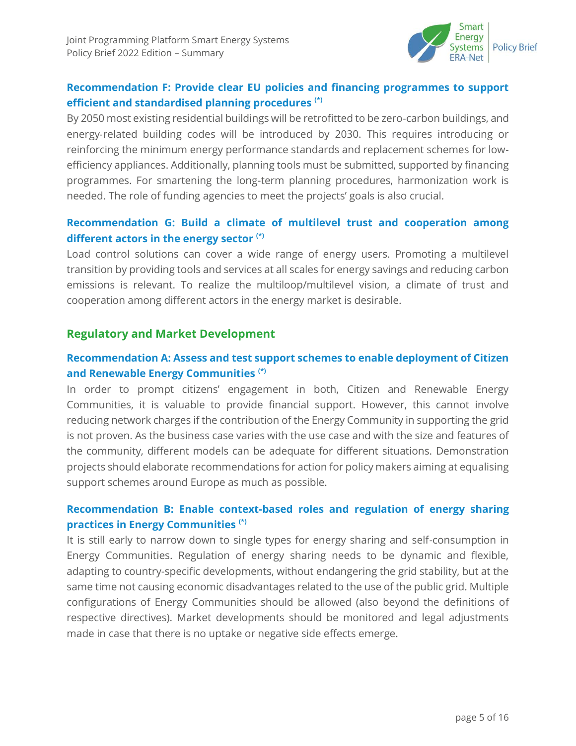### Recommendation F: Provide clear EU policies and financing programmes to support efficient and standardised planning procedures (*)

By 2050 most existing residential buildings will be retrofitted to be zero-carbon buildings, and energy-related building codes will be introduced by 2030. This requires introducing or reinforcing the minimum energy performance standards and replacement schemes for low-efficiency appliances. Additionally, planning tools must be submitted, supported by financing programmes. For smartening the long-term planning procedures, harmonization work is needed. The role of funding agencies to meet the projects' goals is also crucial.

### Recommendation G: Build a climate of multilevel trust and cooperation among different actors in the energy sector (*)

Load control solutions can cover a wide range of energy users. Promoting a multilevel transition by providing tools and services at all scales for energy savings and reducing carbon emissions is relevant. To realize the multiloop/multilevel vision, a climate of trust and cooperation among different actors in the energy market is desirable.

## Regulatory and Market Development

### Recommendation A: Assess and test support schemes to enable deployment of Citizen and Renewable Energy Communities (*)

In order to prompt citizens' engagement in both, Citizen and Renewable Energy Communities, it is valuable to provide financial support. However, this cannot involve reducing network charges if the contribution of the Energy Community in supporting the grid is not proven. As the business case varies with the use case and with the size and features of the community, different models can be adequate for different situations. Demonstration projects should elaborate recommendations for action for policy makers aiming at equalising support schemes around Europe as much as possible.

### Recommendation B: Enable context-based roles and regulation of energy sharing practices in Energy Communities (*)

It is still early to narrow down to single types for energy sharing and self-consumption in Energy Communities. Regulation of energy sharing needs to be dynamic and flexible, adapting to country-specific developments, without endangering the grid stability, but at the same time not causing economic disadvantages related to the use of the public grid. Multiple configurations of Energy Communities should be allowed (also beyond the definitions of respective directives). Market developments should be monitored and legal adjustments made in case that there is no uptake or negative side effects emerge.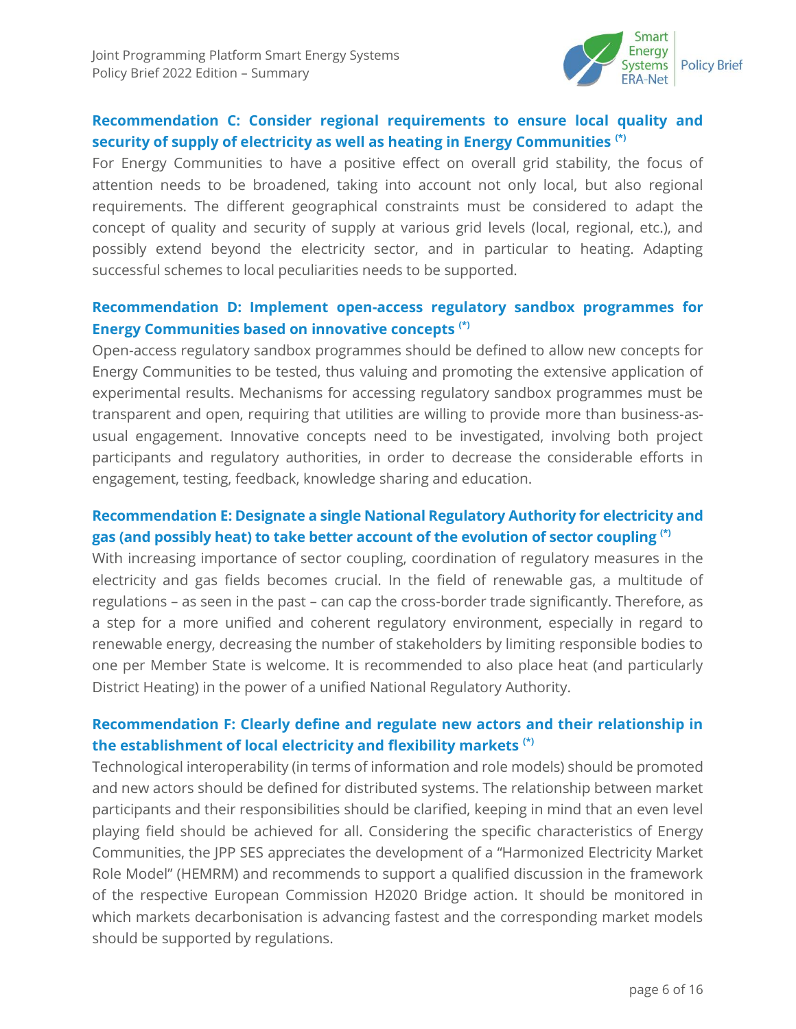### Recommendation C: Consider regional requirements to ensure local quality and security of supply of electricity as well as heating in Energy Communities (*)

For Energy Communities to have a positive effect on overall grid stability, the focus of attention needs to be broadened, taking into account not only local, but also regional requirements. The different geographical constraints must be considered to adapt the concept of quality and security of supply at various grid levels (local, regional, etc.), and possibly extend beyond the electricity sector, and in particular to heating. Adapting successful schemes to local peculiarities needs to be supported.

### Recommendation D: Implement open-access regulatory sandbox programmes for Energy Communities based on innovative concepts (*)

Open-access regulatory sandbox programmes should be defined to allow new concepts for Energy Communities to be tested, thus valuing and promoting the extensive application of experimental results. Mechanisms for accessing regulatory sandbox programmes must be transparent and open, requiring that utilities are willing to provide more than business-as-usual engagement. Innovative concepts need to be investigated, involving both project participants and regulatory authorities, in order to decrease the considerable efforts in engagement, testing, feedback, knowledge sharing and education.

### Recommendation E: Designate a single National Regulatory Authority for electricity and gas (and possibly heat) to take better account of the evolution of sector coupling (*)

With increasing importance of sector coupling, coordination of regulatory measures in the electricity and gas fields becomes crucial. In the field of renewable gas, a multitude of regulations – as seen in the past – can cap the cross-border trade significantly. Therefore, as a step for a more unified and coherent regulatory environment, especially in regard to renewable energy, decreasing the number of stakeholders by limiting responsible bodies to one per Member State is welcome. It is recommended to also place heat (and particularly District Heating) in the power of a unified National Regulatory Authority.

### Recommendation F: Clearly define and regulate new actors and their relationship in the establishment of local electricity and flexibility markets (*)

Technological interoperability (in terms of information and role models) should be promoted and new actors should be defined for distributed systems. The relationship between market participants and their responsibilities should be clarified, keeping in mind that an even level playing field should be achieved for all. Considering the specific characteristics of Energy Communities, the JPP SES appreciates the development of a "Harmonized Electricity Market Role Model" (HEMRM) and recommends to support a qualified discussion in the framework of the respective European Commission H2020 Bridge action. It should be monitored in which markets decarbonisation is advancing fastest and the corresponding market models should be supported by regulations.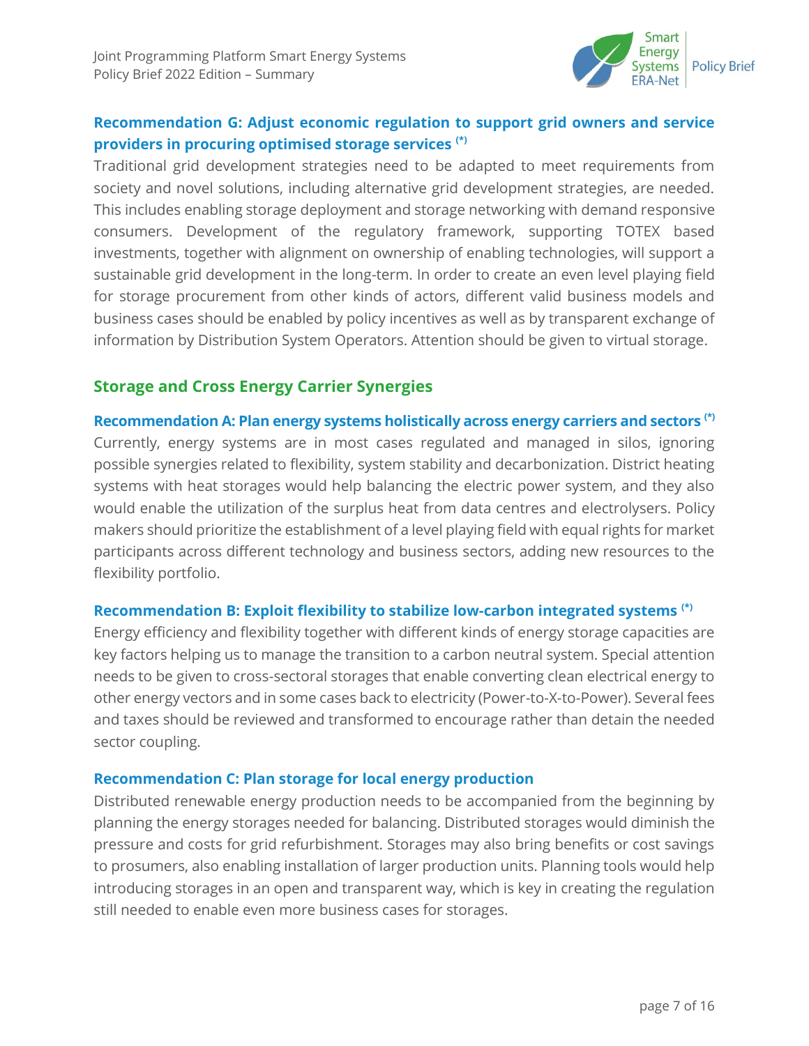### Recommendation G: Adjust economic regulation to support grid owners and service providers in procuring optimised storage services (*)

Traditional grid development strategies need to be adapted to meet requirements from society and novel solutions, including alternative grid development strategies, are needed. This includes enabling storage deployment and storage networking with demand responsive consumers. Development of the regulatory framework, supporting TOTEX based investments, together with alignment on ownership of enabling technologies, will support a sustainable grid development in the long-term. In order to create an even level playing field for storage procurement from other kinds of actors, different valid business models and business cases should be enabled by policy incentives as well as by transparent exchange of information by Distribution System Operators. Attention should be given to virtual storage.

## Storage and Cross Energy Carrier Synergies

### Recommendation A: Plan energy systems holistically across energy carriers and sectors (*)

Currently, energy systems are in most cases regulated and managed in silos, ignoring possible synergies related to flexibility, system stability and decarbonization. District heating systems with heat storages would help balancing the electric power system, and they also would enable the utilization of the surplus heat from data centres and electrolysers. Policy makers should prioritize the establishment of a level playing field with equal rights for market participants across different technology and business sectors, adding new resources to the flexibility portfolio.

### Recommendation B: Exploit flexibility to stabilize low-carbon integrated systems (*)

Energy efficiency and flexibility together with different kinds of energy storage capacities are key factors helping us to manage the transition to a carbon neutral system. Special attention needs to be given to cross-sectoral storages that enable converting clean electrical energy to other energy vectors and in some cases back to electricity (Power-to-X-to-Power). Several fees and taxes should be reviewed and transformed to encourage rather than detain the needed sector coupling.

### Recommendation C: Plan storage for local energy production

Distributed renewable energy production needs to be accompanied from the beginning by planning the energy storages needed for balancing. Distributed storages would diminish the pressure and costs for grid refurbishment. Storages may also bring benefits or cost savings to prosumers, also enabling installation of larger production units. Planning tools would help introducing storages in an open and transparent way, which is key in creating the regulation still needed to enable even more business cases for storages.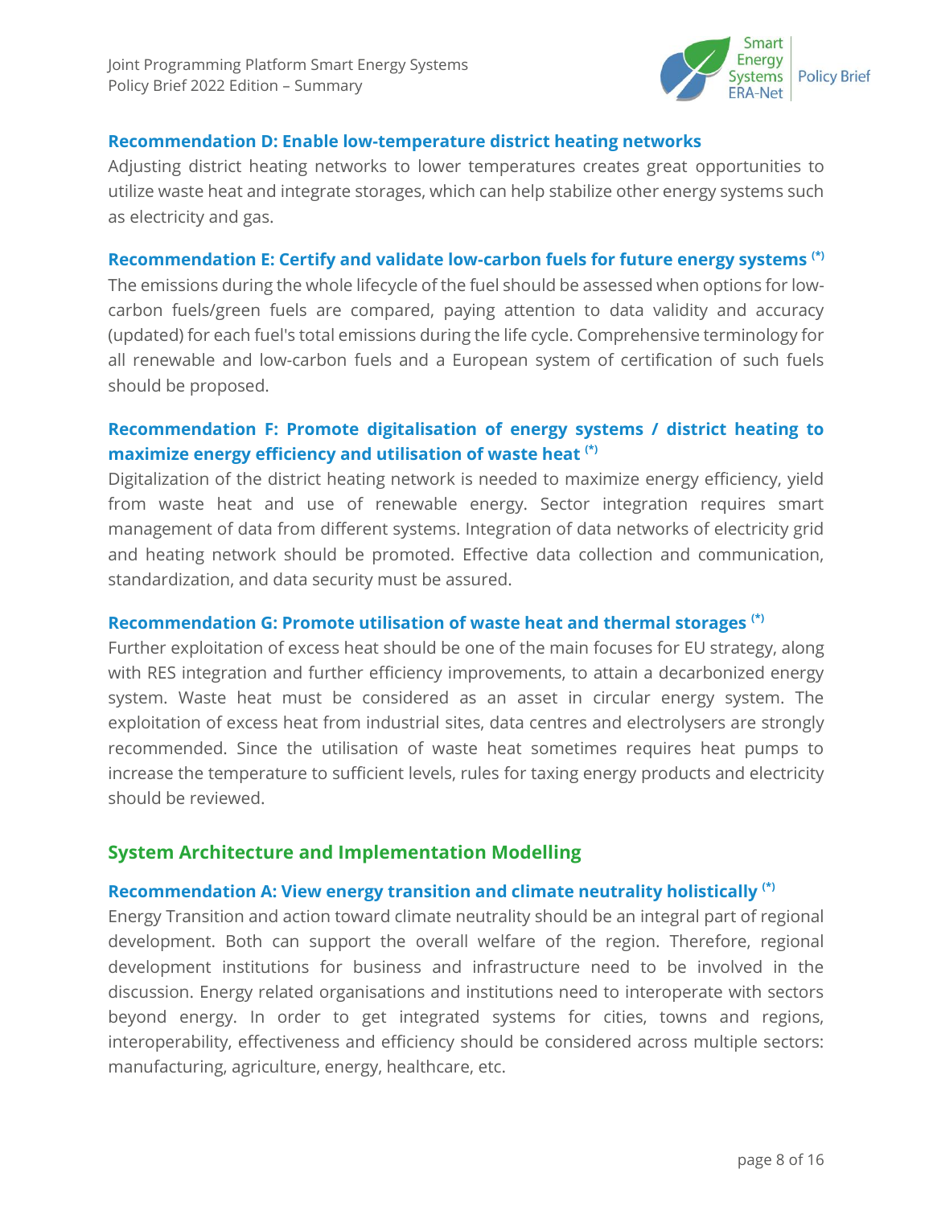### Recommendation D: Enable low-temperature district heating networks

Adjusting district heating networks to lower temperatures creates great opportunities to utilize waste heat and integrate storages, which can help stabilize other energy systems such as electricity and gas.

### Recommendation E: Certify and validate low-carbon fuels for future energy systems (*)

The emissions during the whole lifecycle of the fuel should be assessed when options for low-carbon fuels/green fuels are compared, paying attention to data validity and accuracy (updated) for each fuel's total emissions during the life cycle. Comprehensive terminology for all renewable and low-carbon fuels and a European system of certification of such fuels should be proposed.

### Recommendation F: Promote digitalisation of energy systems / district heating to maximize energy efficiency and utilisation of waste heat (*)

Digitalization of the district heating network is needed to maximize energy efficiency, yield from waste heat and use of renewable energy. Sector integration requires smart management of data from different systems. Integration of data networks of electricity grid and heating network should be promoted. Effective data collection and communication, standardization, and data security must be assured.

### Recommendation G: Promote utilisation of waste heat and thermal storages (*)

Further exploitation of excess heat should be one of the main focuses for EU strategy, along with RES integration and further efficiency improvements, to attain a decarbonized energy system. Waste heat must be considered as an asset in circular energy system. The exploitation of excess heat from industrial sites, data centres and electrolysers are strongly recommended. Since the utilisation of waste heat sometimes requires heat pumps to increase the temperature to sufficient levels, rules for taxing energy products and electricity should be reviewed.

## System Architecture and Implementation Modelling

### Recommendation A: View energy transition and climate neutrality holistically (*)

Energy Transition and action toward climate neutrality should be an integral part of regional development. Both can support the overall welfare of the region. Therefore, regional development institutions for business and infrastructure need to be involved in the discussion. Energy related organisations and institutions need to interoperate with sectors beyond energy. In order to get integrated systems for cities, towns and regions, interoperability, effectiveness and efficiency should be considered across multiple sectors: manufacturing, agriculture, energy, healthcare, etc.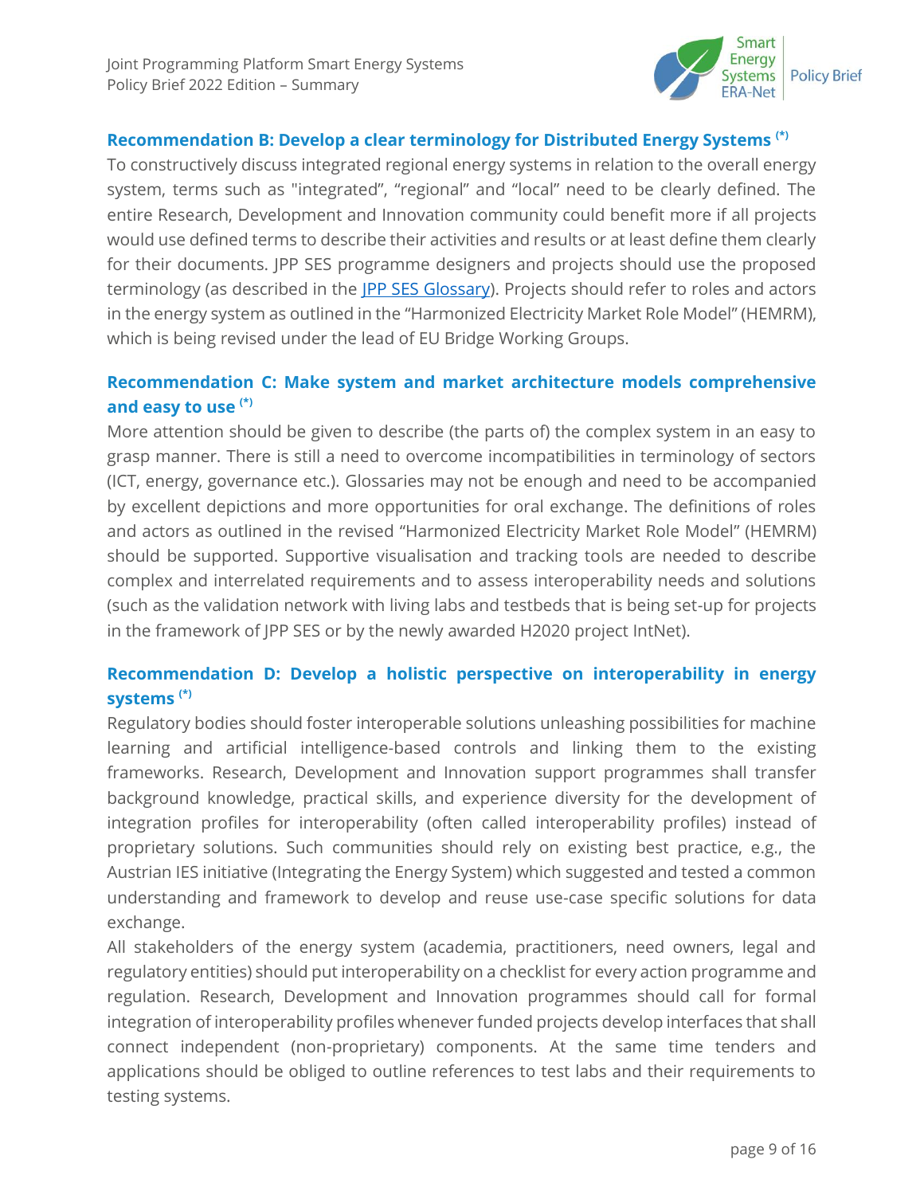### Recommendation B: Develop a clear terminology for Distributed Energy Systems (*)

To constructively discuss integrated regional energy systems in relation to the overall energy system, terms such as "integrated", "regional" and "local" need to be clearly defined. The entire Research, Development and Innovation community could benefit more if all projects would use defined terms to describe their activities and results or at least define them clearly for their documents. JPP SES programme designers and projects should use the proposed terminology (as described in the JPP SES Glossary). Projects should refer to roles and actors in the energy system as outlined in the "Harmonized Electricity Market Role Model" (HEMRM), which is being revised under the lead of EU Bridge Working Groups.

### Recommendation C: Make system and market architecture models comprehensive and easy to use (*)

More attention should be given to describe (the parts of) the complex system in an easy to grasp manner. There is still a need to overcome incompatibilities in terminology of sectors (ICT, energy, governance etc.). Glossaries may not be enough and need to be accompanied by excellent depictions and more opportunities for oral exchange. The definitions of roles and actors as outlined in the revised "Harmonized Electricity Market Role Model" (HEMRM) should be supported. Supportive visualisation and tracking tools are needed to describe complex and interrelated requirements and to assess interoperability needs and solutions (such as the validation network with living labs and testbeds that is being set-up for projects in the framework of JPP SES or by the newly awarded H2020 project IntNet).

### Recommendation D: Develop a holistic perspective on interoperability in energy systems (*)

Regulatory bodies should foster interoperable solutions unleashing possibilities for machine learning and artificial intelligence-based controls and linking them to the existing frameworks. Research, Development and Innovation support programmes shall transfer background knowledge, practical skills, and experience diversity for the development of integration profiles for interoperability (often called interoperability profiles) instead of proprietary solutions. Such communities should rely on existing best practice, e.g., the Austrian IES initiative (Integrating the Energy System) which suggested and tested a common understanding and framework to develop and reuse use-case specific solutions for data exchange.

All stakeholders of the energy system (academia, practitioners, need owners, legal and regulatory entities) should put interoperability on a checklist for every action programme and regulation. Research, Development and Innovation programmes should call for formal integration of interoperability profiles whenever funded projects develop interfaces that shall connect independent (non-proprietary) components. At the same time tenders and applications should be obliged to outline references to test labs and their requirements to testing systems.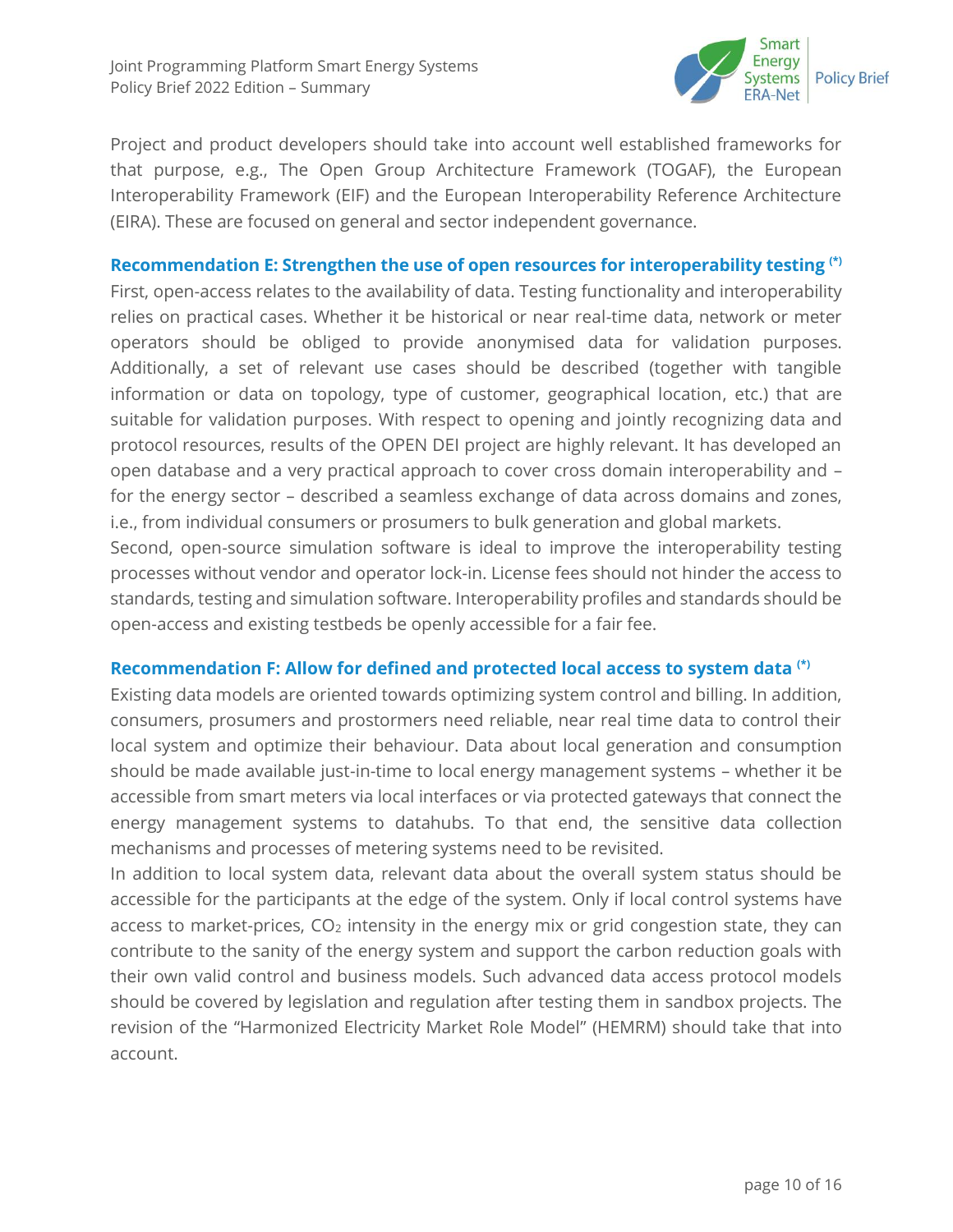Project and product developers should take into account well established frameworks for that purpose, e.g., The Open Group Architecture Framework (TOGAF), the European Interoperability Framework (EIF) and the European Interoperability Reference Architecture (EIRA). These are focused on general and sector independent governance.

### Recommendation E: Strengthen the use of open resources for interoperability testing (*)

First, open-access relates to the availability of data. Testing functionality and interoperability relies on practical cases. Whether it be historical or near real-time data, network or meter operators should be obliged to provide anonymised data for validation purposes. Additionally, a set of relevant use cases should be described (together with tangible information or data on topology, type of customer, geographical location, etc.) that are suitable for validation purposes. With respect to opening and jointly recognizing data and protocol resources, results of the OPEN DEI project are highly relevant. It has developed an open database and a very practical approach to cover cross domain interoperability and – for the energy sector – described a seamless exchange of data across domains and zones, i.e., from individual consumers or prosumers to bulk generation and global markets.

Second, open-source simulation software is ideal to improve the interoperability testing processes without vendor and operator lock-in. License fees should not hinder the access to standards, testing and simulation software. Interoperability profiles and standards should be open-access and existing testbeds be openly accessible for a fair fee.

### Recommendation F: Allow for defined and protected local access to system data (*)

Existing data models are oriented towards optimizing system control and billing. In addition, consumers, prosumers and prostormers need reliable, near real time data to control their local system and optimize their behaviour. Data about local generation and consumption should be made available just-in-time to local energy management systems – whether it be accessible from smart meters via local interfaces or via protected gateways that connect the energy management systems to datahubs. To that end, the sensitive data collection mechanisms and processes of metering systems need to be revisited.

In addition to local system data, relevant data about the overall system status should be accessible for the participants at the edge of the system. Only if local control systems have access to market-prices, $CO_2$ intensity in the energy mix or grid congestion state, they can contribute to the sanity of the energy system and support the carbon reduction goals with their own valid control and business models. Such advanced data access protocol models should be covered by legislation and regulation after testing them in sandbox projects. The revision of the “Harmonized Electricity Market Role Model” (HEMRM) should take that into account.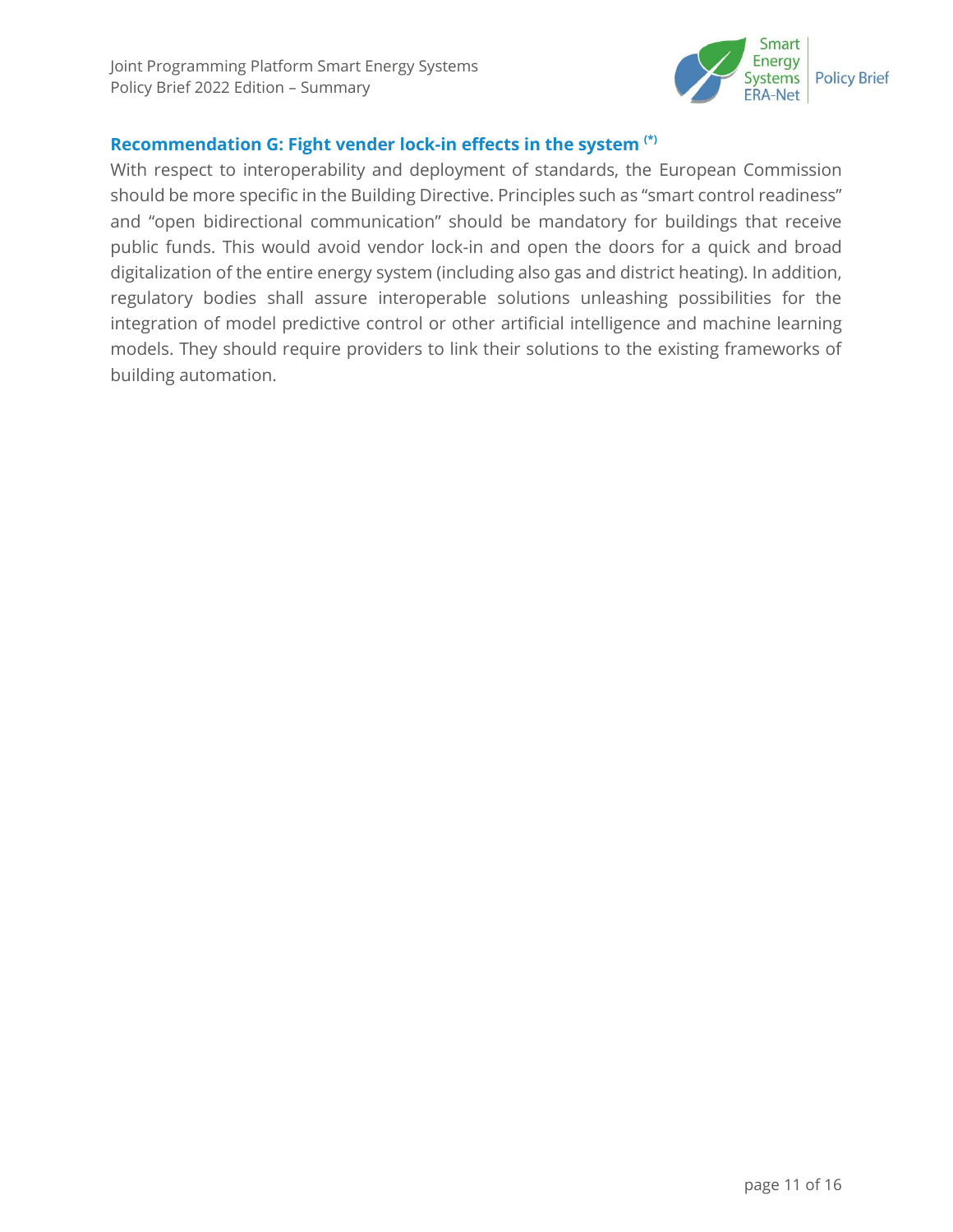### Recommendation G: Fight vender lock-in effects in the system (*)

With respect to interoperability and deployment of standards, the European Commission should be more specific in the Building Directive. Principles such as "smart control readiness" and "open bidirectional communication" should be mandatory for buildings that receive public funds. This would avoid vendor lock-in and open the doors for a quick and broad digitalization of the entire energy system (including also gas and district heating). In addition, regulatory bodies shall assure interoperable solutions unleashing possibilities for the integration of model predictive control or other artificial intelligence and machine learning models. They should require providers to link their solutions to the existing frameworks of building automation.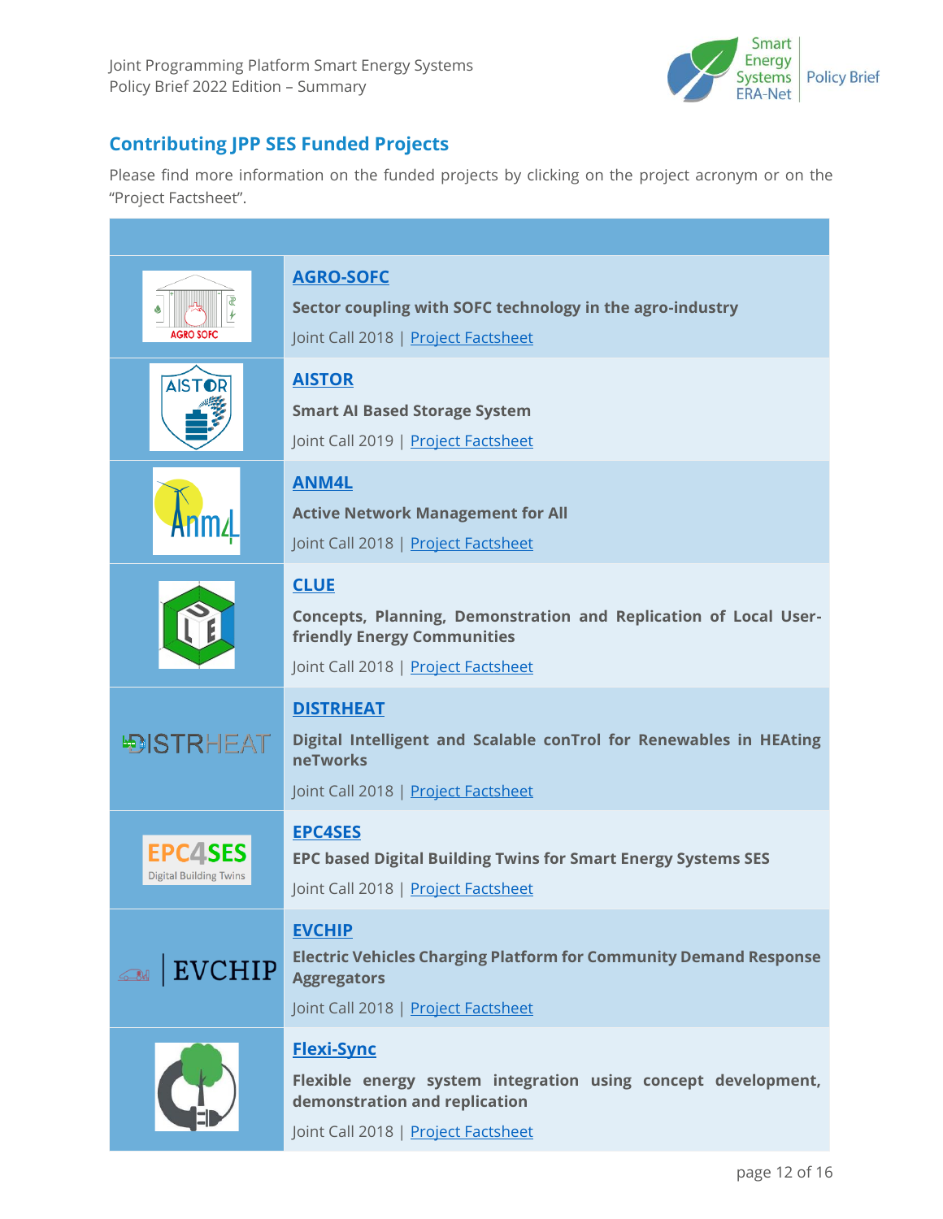## Contributing JPP SES Funded Projects

Please find more information on the funded projects by clicking on the project acronym or on the "Project Factsheet".

| | |
|---|---|
| AGRO SOFC | **AGRO-SOFC**<br>**Sector coupling with SOFC technology in the agro-industry**<br>Joint Call 2018 \| Project Factsheet |
| AISTOR | **AISTOR**<br>**Smart AI Based Storage System**<br>Joint Call 2019 \| Project Factsheet |
| Anm4L | **ANM4L**<br>**Active Network Management for All**<br>Joint Call 2018 \| Project Factsheet |
| | **CLUE**<br>**Concepts, Planning, Demonstration and Replication of Local User-friendly Energy Communities**<br>Joint Call 2018 \| Project Factsheet |
| DISTRHEAT | **DISTRHEAT**<br>**Digital Intelligent and Scalable conTrol for Renewables in HEAting neTworks**<br>Joint Call 2018 \| Project Factsheet |
| EPC4SES Digital Building Twins | **EPC4SES**<br>**EPC based Digital Building Twins for Smart Energy Systems SES**<br>Joint Call 2018 \| Project Factsheet |
| EVCHIP | **EVCHIP**<br>**Electric Vehicles Charging Platform for Community Demand Response Aggregators**<br>Joint Call 2018 \| Project Factsheet |
| | **Flexi-Sync**<br>**Flexible energy system integration using concept development, demonstration and replication**<br>Joint Call 2018 \| Project Factsheet |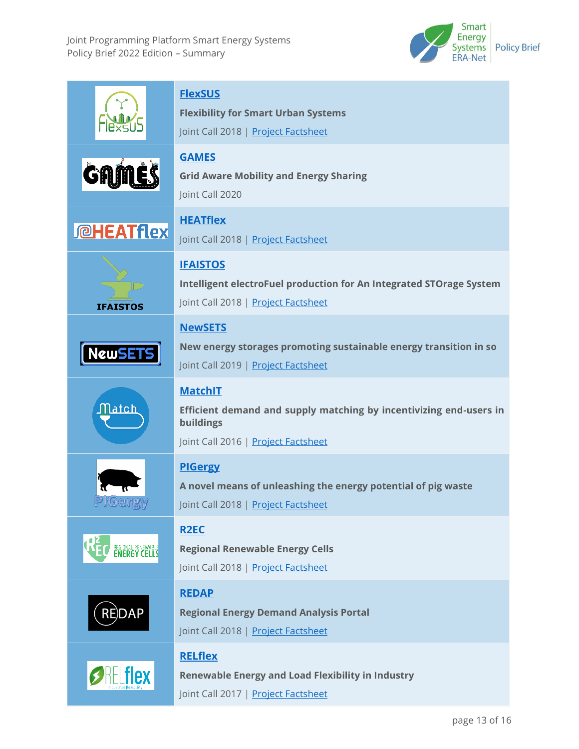| | |
|---|---|
| | **FlexSUS**<br>**Flexibility for Smart Urban Systems**<br>Joint Call 2018 \| Project Factsheet |
| | **GAMES**<br>**Grid Aware Mobility and Energy Sharing**<br>Joint Call 2020 |
| | **HEATflex**<br>Joint Call 2018 \| Project Factsheet |
| | **IFAISTOS**<br>**Intelligent electroFuel production for An Integrated STOrage System**<br>Joint Call 2018 \| Project Factsheet |
| | **NewSETS**<br>**New energy storages promoting sustainable energy transition in so**<br>Joint Call 2019 \| Project Factsheet |
| | **MatchIT**<br>**Efficient demand and supply matching by incentivizing end-users in buildings**<br>Joint Call 2016 \| Project Factsheet |
| | **PIGergy**<br>**A novel means of unleashing the energy potential of pig waste**<br>Joint Call 2018 \| Project Factsheet |
| | **R2EC**<br>**Regional Renewable Energy Cells**<br>Joint Call 2018 \| Project Factsheet |
| | **REDAP**<br>**Regional Energy Demand Analysis Portal**<br>Joint Call 2018 \| Project Factsheet |
| | **RELflex**<br>**Renewable Energy and Load Flexibility in Industry**<br>Joint Call 2017 \| Project Factsheet |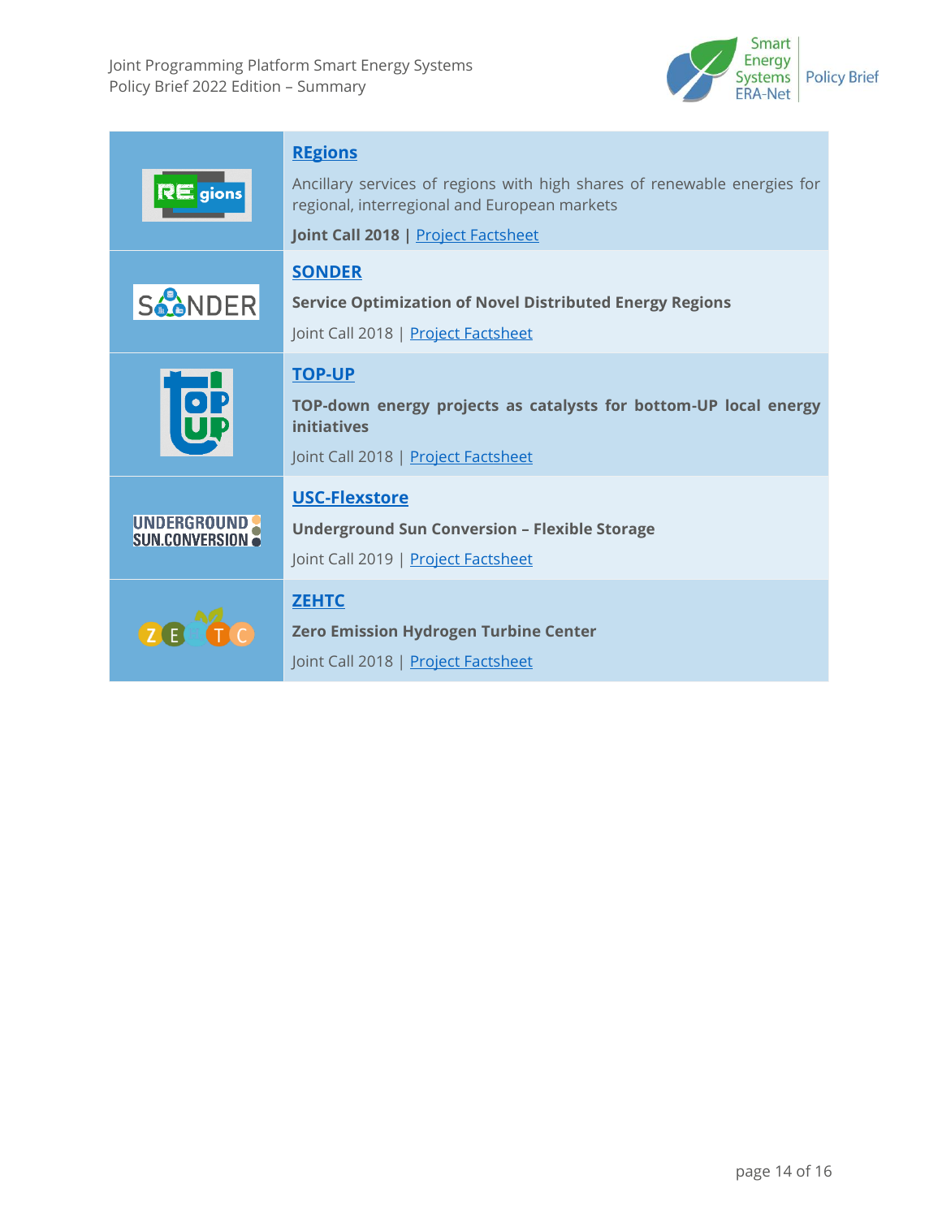| | |
|---|---|
| | **REgions**<br>Ancillary services of regions with high shares of renewable energies for regional, interregional and European markets<br>**Joint Call 2018 \|** Project Factsheet |
| | **SONDER**<br>**Service Optimization of Novel Distributed Energy Regions**<br>Joint Call 2018 \| Project Factsheet |
| | **TOP-UP**<br>**TOP-down energy projects as catalysts for bottom-UP local energy initiatives**<br>Joint Call 2018 \| Project Factsheet |
| | **USC-Flexstore**<br>**Underground Sun Conversion – Flexible Storage**<br>Joint Call 2019 \| Project Factsheet |
| | **ZEHTC**<br>**Zero Emission Hydrogen Turbine Center**<br>Joint Call 2018 \| Project Factsheet |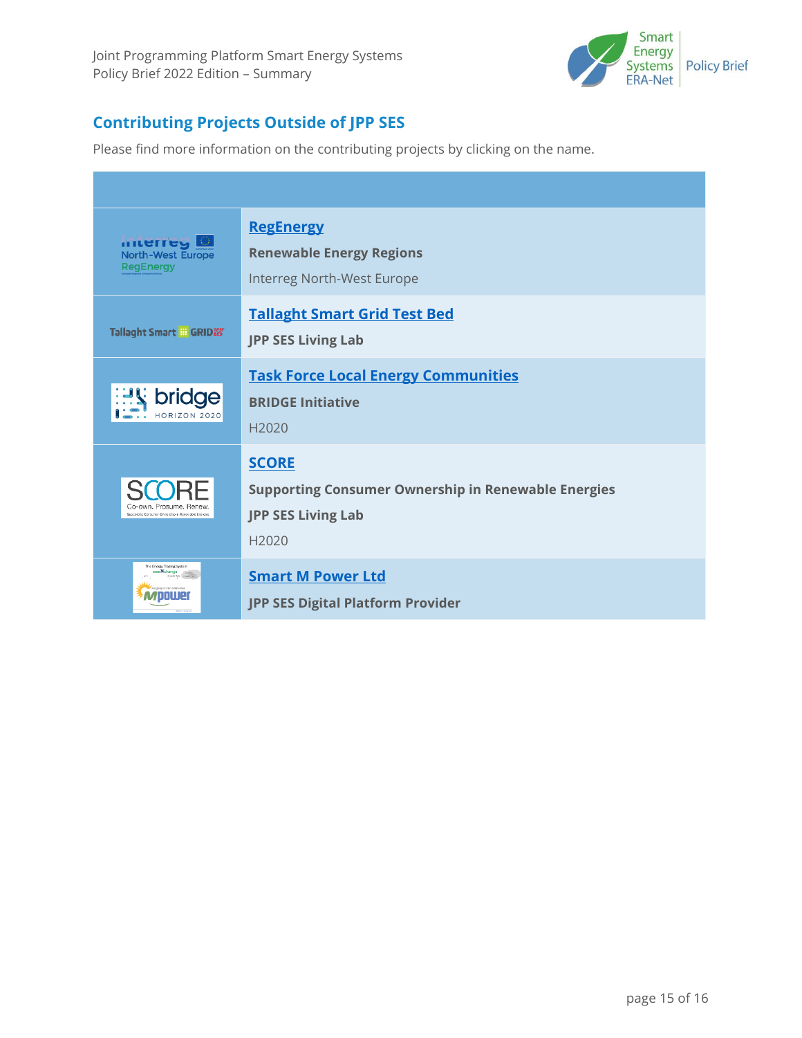## Contributing Projects Outside of JPP SES

Please find more information on the contributing projects by clicking on the name.

| | |
|---|---|
| Interreg North-West Europe RegEnergy | **RegEnergy**<br>**Renewable Energy Regions**<br>Interreg North-West Europe |
| Tallaght Smart GRID TEST BED | **Tallaght Smart Grid Test Bed**<br>**JPP SES Living Lab** |
| bridge HORIZON 2020 | **Task Force Local Energy Communities**<br>**BRIDGE Initiative**<br>H2020 |
| SCORE Co-own. Prosume. Renew. | **SCORE**<br>**Supporting Consumer Ownership in Renewable Energies**<br>**JPP SES Living Lab**<br>H2020 |
| Mpower | **Smart M Power Ltd**<br>**JPP SES Digital Platform Provider** |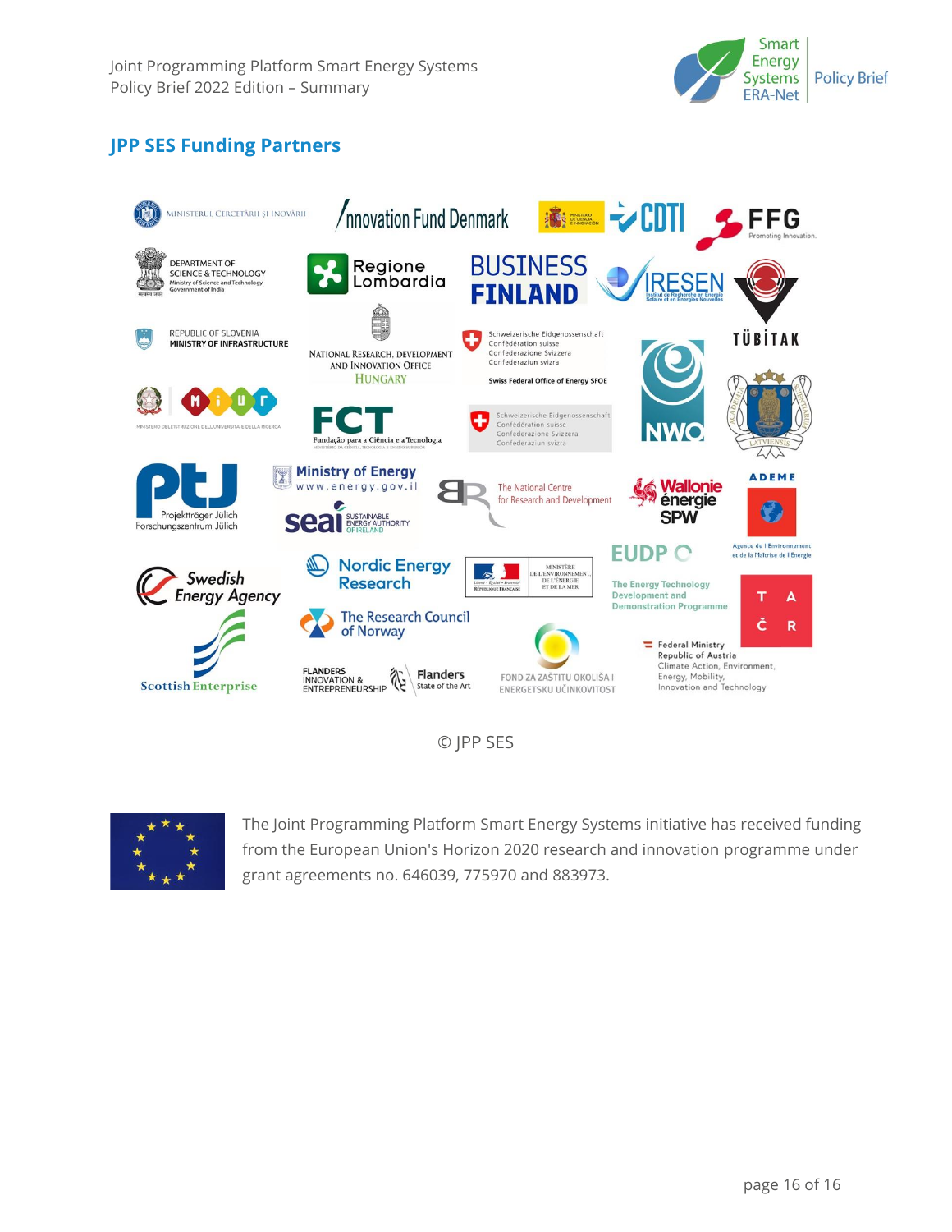## JPP SES Funding Partners

© JPP SES

The Joint Programming Platform Smart Energy Systems initiative has received funding from the European Union's Horizon 2020 research and innovation programme under grant agreements no. 646039, 775970 and 883973.